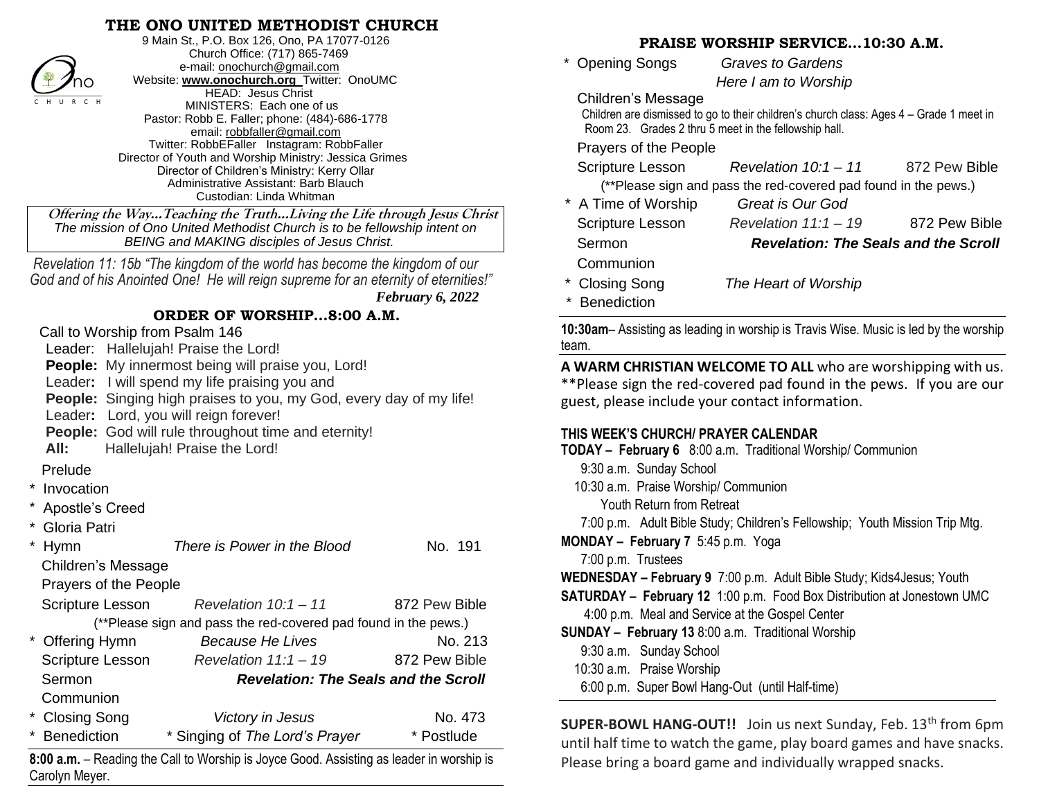# THE ONO UNITED METHODIST CHURCH

9 Main St., P.O. Box 126, Ono, PA 17077-0126
Church Office: (717) 865-7469
e-mail: onochurch@gmail.com
Website: **www.onochurch.org** Twitter: OnoUMC
HEAD: Jesus Christ
MINISTERS: Each one of us
Pastor: Robb E. Faller; phone: (484)-686-1778
email: robbfaller@gmail.com
Twitter: RobbEFaller Instagram: RobbFaller
Director of Youth and Worship Ministry: Jessica Grimes
Director of Children's Ministry: Kerry Ollar
Administrative Assistant: Barb Blauch
Custodian: Linda Whitman

***Offering the Way…Teaching the Truth…Living the Life through Jesus Christ***
*The mission of Ono United Methodist Church is to be fellowship intent on BEING and MAKING disciples of Jesus Christ.*

*Revelation 11: 15b "The kingdom of the world has become the kingdom of our God and of his Anointed One! He will reign supreme for an eternity of eternities!"*

***February 6, 2022***

## ORDER OF WORSHIP…8:00 A.M.

Call to Worship from Psalm 146

Leader: Hallelujah! Praise the Lord!
**People:** My innermost being will praise you, Lord!
Leader**:** I will spend my life praising you and
**People:** Singing high praises to you, my God, every day of my life!
Leader**:** Lord, you will reign forever!
**People:** God will rule throughout time and eternity!
**All:** Hallelujah! Praise the Lord!

Prelude
* Invocation
* Apostle's Creed
* Gloria Patri
* Hymn — *There is Power in the Blood* — No. 191

Children's Message
Prayers of the People
Scripture Lesson — *Revelation 10:1 – 11* — 872 Pew Bible
(**Please sign and pass the red-covered pad found in the pews.)
* Offering Hymn — *Because He Lives* — No. 213

Scripture Lesson — *Revelation 11:1 – 19* — 872 Pew Bible
Sermon — ***Revelation: The Seals and the Scroll***
Communion
* Closing Song — *Victory in Jesus* — No. 473
* Benediction — * Singing of *The Lord's Prayer* — * Postlude

**8:00 a.m.** – Reading the Call to Worship is Joyce Good. Assisting as leader in worship is Carolyn Meyer.

## PRAISE WORSHIP SERVICE…10:30 A.M.

* Opening Songs — *Graves to Gardens*; *Here I am to Worship*

Children's Message
Children are dismissed to go to their children's church class: Ages 4 – Grade 1 meet in Room 23. Grades 2 thru 5 meet in the fellowship hall.
Prayers of the People
Scripture Lesson — *Revelation 10:1 – 11* — 872 Pew Bible
(**Please sign and pass the red-covered pad found in the pews.)
* A Time of Worship — *Great is Our God*

Scripture Lesson — *Revelation 11:1 – 19* — 872 Pew Bible
Sermon — ***Revelation: The Seals and the Scroll***
Communion
* Closing Song — *The Heart of Worship*
* Benediction

**10:30am**– Assisting as leading in worship is Travis Wise. Music is led by the worship team.

**A WARM CHRISTIAN WELCOME TO ALL** who are worshipping with us. **Please sign the red-covered pad found in the pews. If you are our guest, please include your contact information.

### THIS WEEK'S CHURCH/ PRAYER CALENDAR

**TODAY – February 6** 8:00 a.m. Traditional Worship/ Communion
9:30 a.m. Sunday School
10:30 a.m. Praise Worship/ Communion
Youth Return from Retreat
7:00 p.m. Adult Bible Study; Children's Fellowship; Youth Mission Trip Mtg.

**MONDAY – February 7** 5:45 p.m. Yoga
7:00 p.m. Trustees

**WEDNESDAY – February 9** 7:00 p.m. Adult Bible Study; Kids4Jesus; Youth

**SATURDAY – February 12** 1:00 p.m. Food Box Distribution at Jonestown UMC
4:00 p.m. Meal and Service at the Gospel Center

**SUNDAY – February 13** 8:00 a.m. Traditional Worship
9:30 a.m. Sunday School
10:30 a.m. Praise Worship
6:00 p.m. Super Bowl Hang-Out (until Half-time)

**SUPER-BOWL HANG-OUT!!** Join us next Sunday, Feb. 13th from 6pm until half time to watch the game, play board games and have snacks. Please bring a board game and individually wrapped snacks.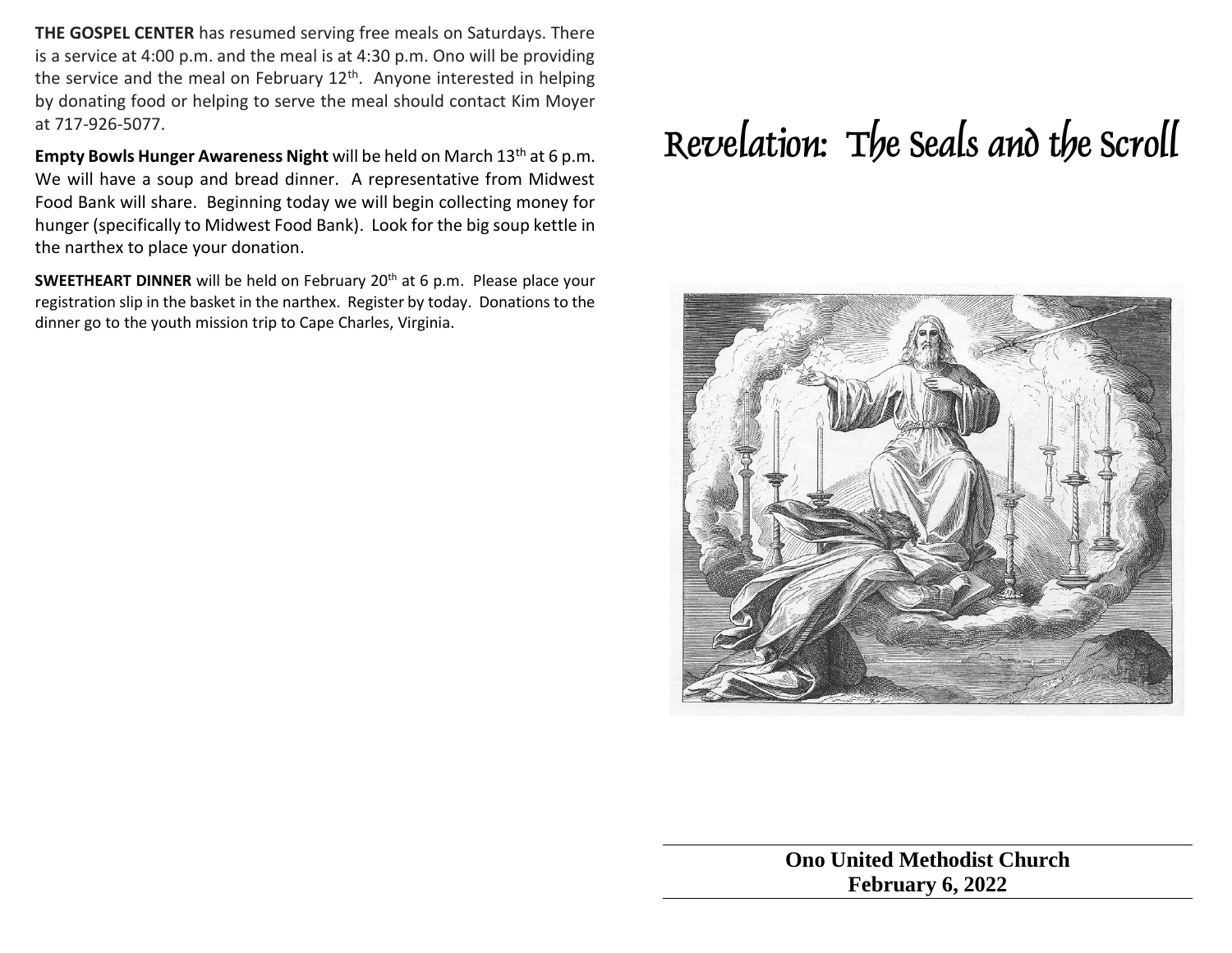**THE GOSPEL CENTER** has resumed serving free meals on Saturdays. There is a service at 4:00 p.m. and the meal is at 4:30 p.m. Ono will be providing the service and the meal on February 12th. Anyone interested in helping by donating food or helping to serve the meal should contact Kim Moyer at 717-926-5077.

**Empty Bowls Hunger Awareness Night** will be held on March 13th at 6 p.m. We will have a soup and bread dinner. A representative from Midwest Food Bank will share. Beginning today we will begin collecting money for hunger (specifically to Midwest Food Bank). Look for the big soup kettle in the narthex to place your donation.

**SWEETHEART DINNER** will be held on February 20th at 6 p.m. Please place your registration slip in the basket in the narthex. Register by today. Donations to the dinner go to the youth mission trip to Cape Charles, Virginia.

# Revelation: The Seals and the Scroll

**Ono United Methodist Church**
**February 6, 2022**